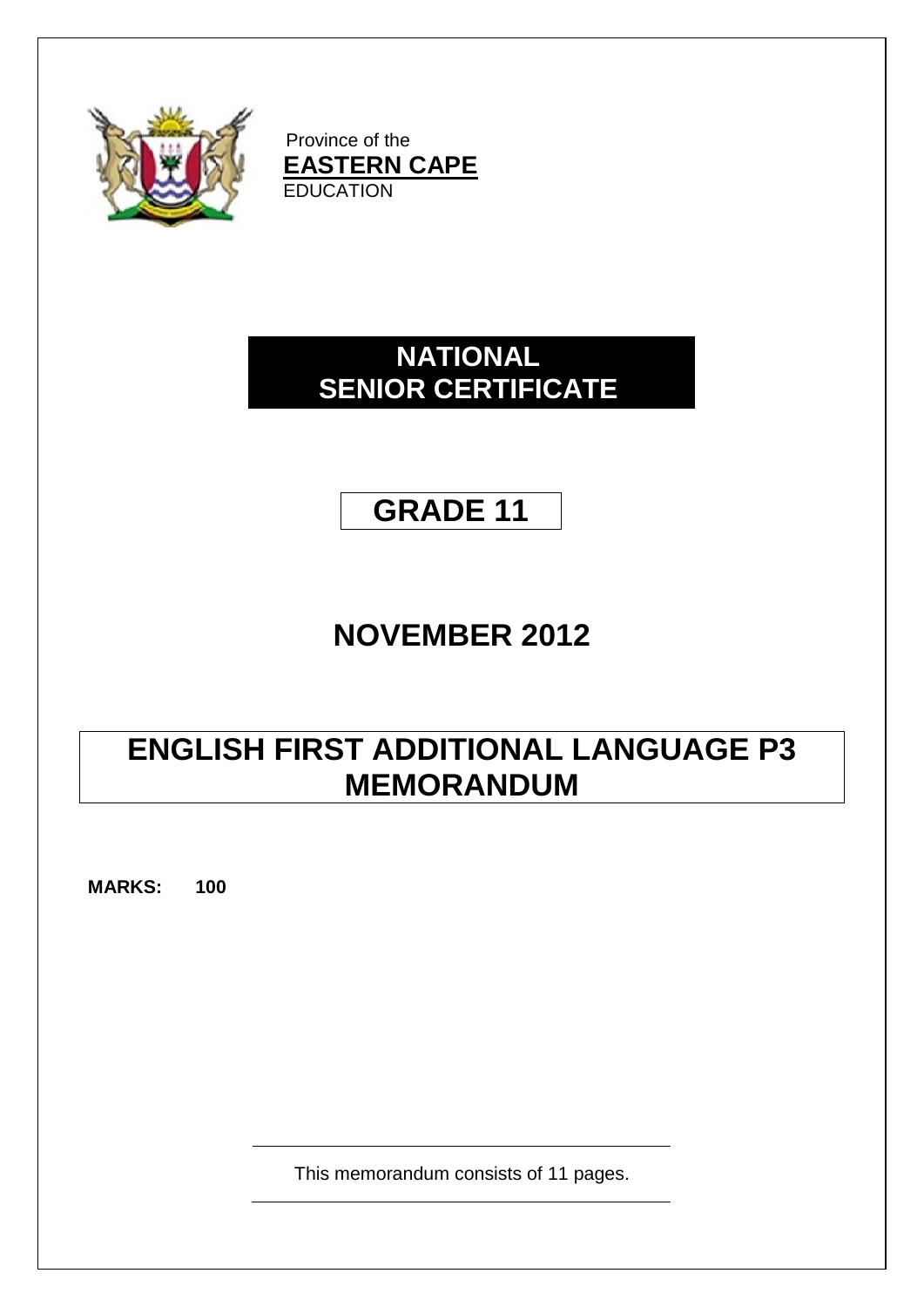Province of the
**EASTERN CAPE**
EDUCATION

# NATIONAL SENIOR CERTIFICATE

# GRADE 11

# NOVEMBER 2012

# ENGLISH FIRST ADDITIONAL LANGUAGE P3 MEMORANDUM

**MARKS: 100**

This memorandum consists of 11 pages.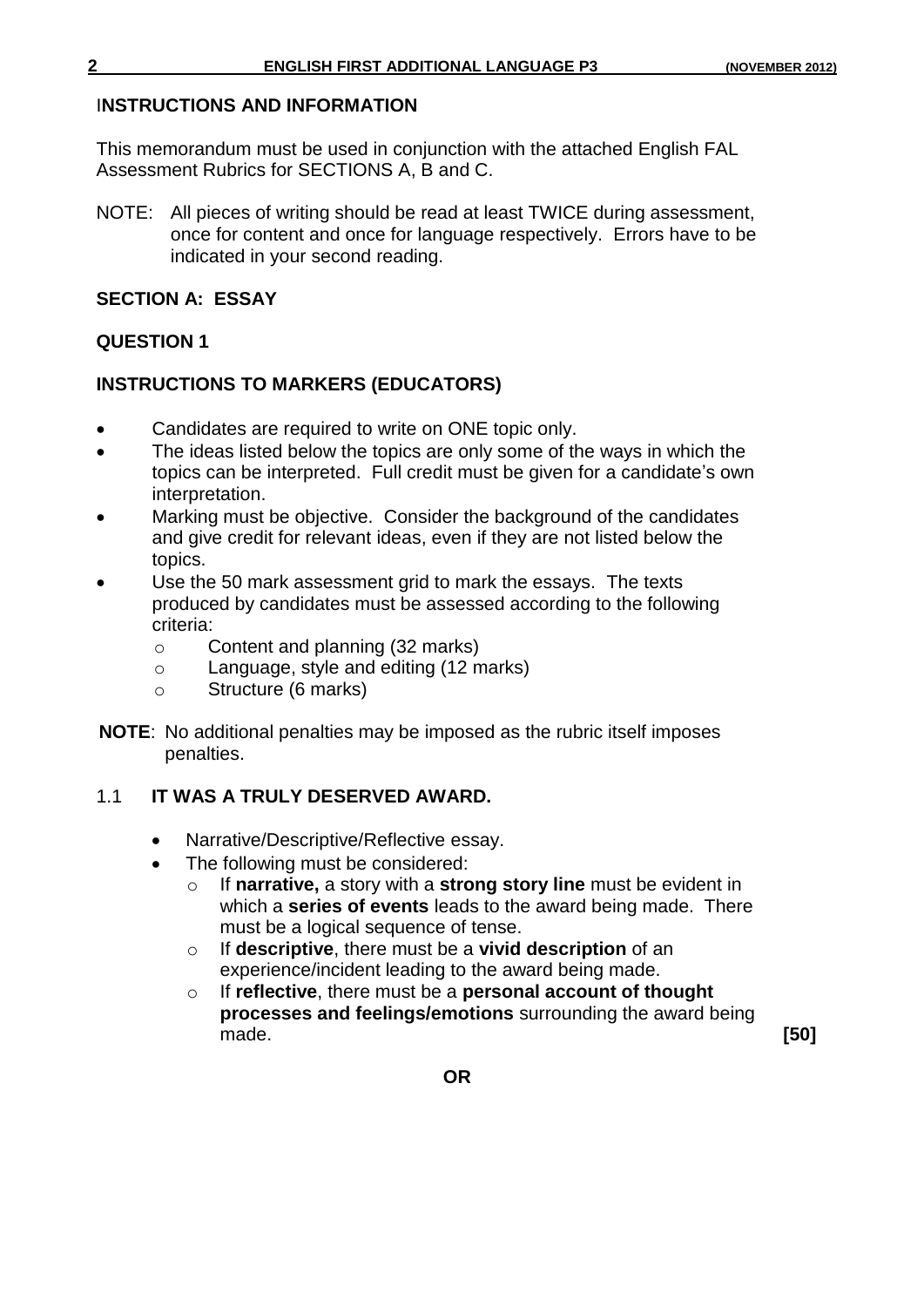## INSTRUCTIONS AND INFORMATION

This memorandum must be used in conjunction with the attached English FAL Assessment Rubrics for SECTIONS A, B and C.

NOTE: All pieces of writing should be read at least TWICE during assessment, once for content and once for language respectively. Errors have to be indicated in your second reading.

## SECTION A: ESSAY

### QUESTION 1

### INSTRUCTIONS TO MARKERS (EDUCATORS)

- Candidates are required to write on ONE topic only.
- The ideas listed below the topics are only some of the ways in which the topics can be interpreted. Full credit must be given for a candidate's own interpretation.
- Marking must be objective. Consider the background of the candidates and give credit for relevant ideas, even if they are not listed below the topics.
- Use the 50 mark assessment grid to mark the essays. The texts produced by candidates must be assessed according to the following criteria:
  - Content and planning (32 marks)
  - Language, style and editing (12 marks)
  - Structure (6 marks)

**NOTE**: No additional penalties may be imposed as the rubric itself imposes penalties.

1.1 **IT WAS A TRULY DESERVED AWARD.**

- Narrative/Descriptive/Reflective essay.
- The following must be considered:
  - If **narrative,** a story with a **strong story line** must be evident in which a **series of events** leads to the award being made. There must be a logical sequence of tense.
  - If **descriptive**, there must be a **vivid description** of an experience/incident leading to the award being made.
  - If **reflective**, there must be a **personal account of thought processes and feelings/emotions** surrounding the award being made. **[50]**

**OR**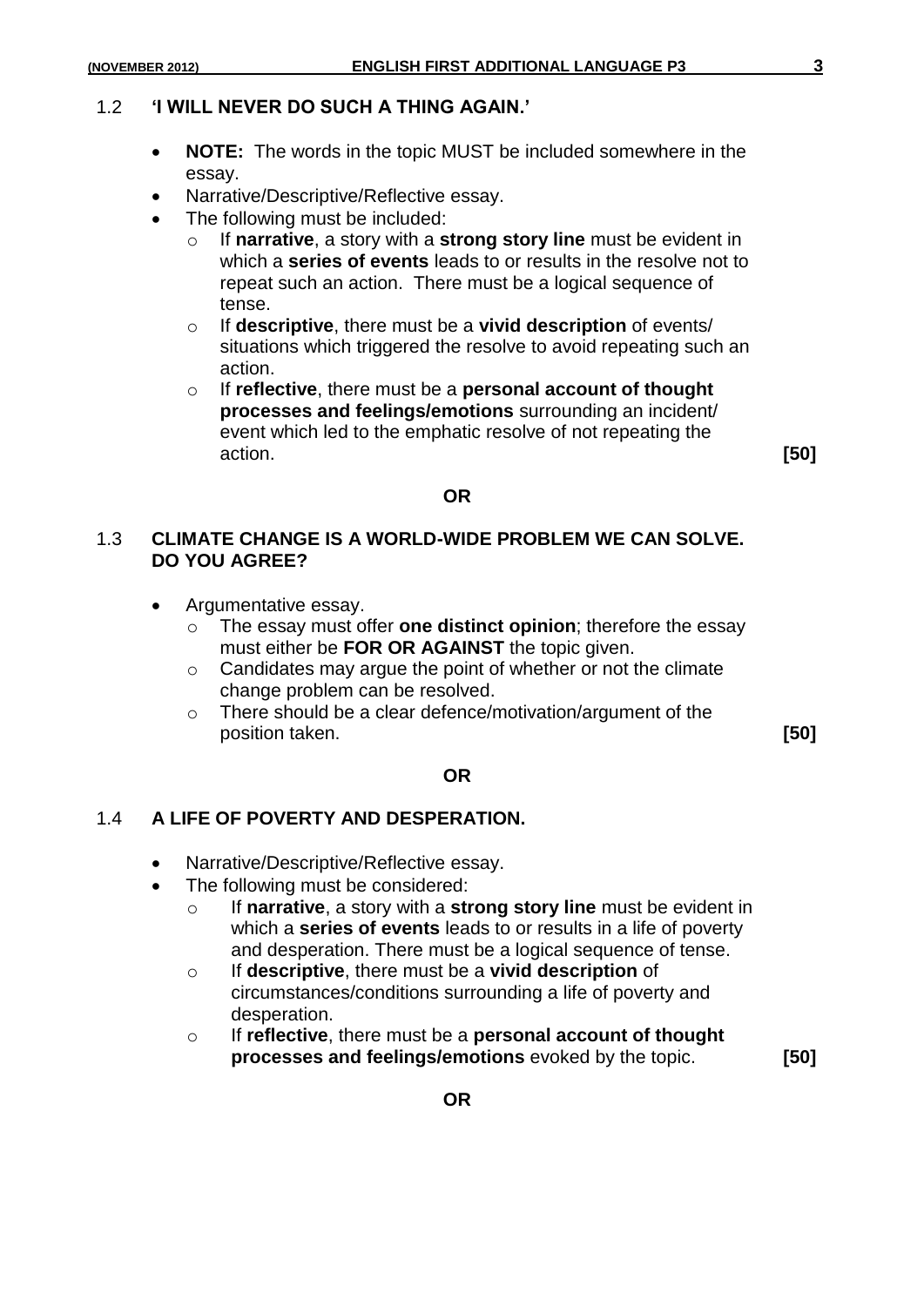1.2 **'I WILL NEVER DO SUCH A THING AGAIN.'**

- **NOTE:** The words in the topic MUST be included somewhere in the essay.
- Narrative/Descriptive/Reflective essay.
- The following must be included:
  - If **narrative**, a story with a **strong story line** must be evident in which a **series of events** leads to or results in the resolve not to repeat such an action. There must be a logical sequence of tense.
  - If **descriptive**, there must be a **vivid description** of events/ situations which triggered the resolve to avoid repeating such an action.
  - If **reflective**, there must be a **personal account of thought processes and feelings/emotions** surrounding an incident/ event which led to the emphatic resolve of not repeating the action. **[50]**

**OR**

1.3 **CLIMATE CHANGE IS A WORLD-WIDE PROBLEM WE CAN SOLVE. DO YOU AGREE?**

- Argumentative essay.
  - The essay must offer **one distinct opinion**; therefore the essay must either be **FOR OR AGAINST** the topic given.
  - Candidates may argue the point of whether or not the climate change problem can be resolved.
  - There should be a clear defence/motivation/argument of the position taken. **[50]**

**OR**

1.4 **A LIFE OF POVERTY AND DESPERATION.**

- Narrative/Descriptive/Reflective essay.
- The following must be considered:
  - If **narrative**, a story with a **strong story line** must be evident in which a **series of events** leads to or results in a life of poverty and desperation. There must be a logical sequence of tense.
  - If **descriptive**, there must be a **vivid description** of circumstances/conditions surrounding a life of poverty and desperation.
  - If **reflective**, there must be a **personal account of thought processes and feelings/emotions** evoked by the topic. **[50]**

**OR**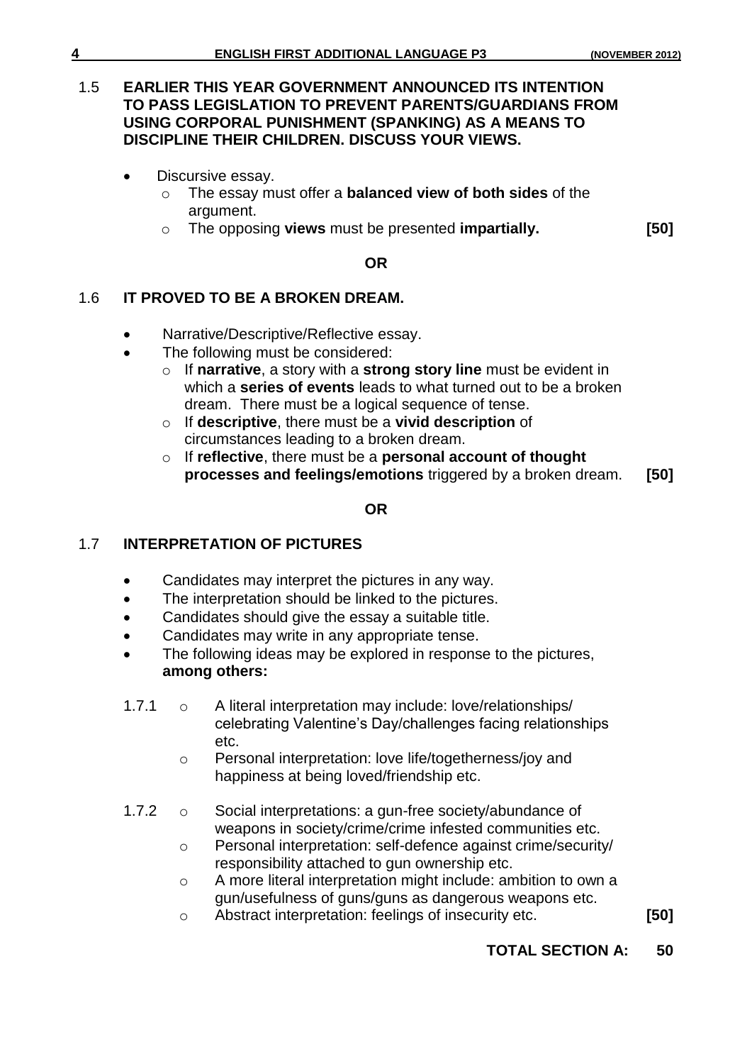1.5 **EARLIER THIS YEAR GOVERNMENT ANNOUNCED ITS INTENTION TO PASS LEGISLATION TO PREVENT PARENTS/GUARDIANS FROM USING CORPORAL PUNISHMENT (SPANKING) AS A MEANS TO DISCIPLINE THEIR CHILDREN. DISCUSS YOUR VIEWS.**

- Discursive essay.
  - The essay must offer a **balanced view of both sides** of the argument.
  - The opposing **views** must be presented **impartially.** **[50]**

**OR**

1.6 **IT PROVED TO BE A BROKEN DREAM.**

- Narrative/Descriptive/Reflective essay.
- The following must be considered:
  - If **narrative**, a story with a **strong story line** must be evident in which a **series of events** leads to what turned out to be a broken dream. There must be a logical sequence of tense.
  - If **descriptive**, there must be a **vivid description** of circumstances leading to a broken dream.
  - If **reflective**, there must be a **personal account of thought processes and feelings/emotions** triggered by a broken dream. **[50]**

**OR**

1.7 **INTERPRETATION OF PICTURES**

- Candidates may interpret the pictures in any way.
- The interpretation should be linked to the pictures.
- Candidates should give the essay a suitable title.
- Candidates may write in any appropriate tense.
- The following ideas may be explored in response to the pictures, **among others:**

1.7.1
  - A literal interpretation may include: love/relationships/ celebrating Valentine's Day/challenges facing relationships etc.
  - Personal interpretation: love life/togetherness/joy and happiness at being loved/friendship etc.

1.7.2
  - Social interpretations: a gun-free society/abundance of weapons in society/crime/crime infested communities etc.
  - Personal interpretation: self-defence against crime/security/ responsibility attached to gun ownership etc.
  - A more literal interpretation might include: ambition to own a gun/usefulness of guns/guns as dangerous weapons etc.
  - Abstract interpretation: feelings of insecurity etc. **[50]**

**TOTAL SECTION A: 50**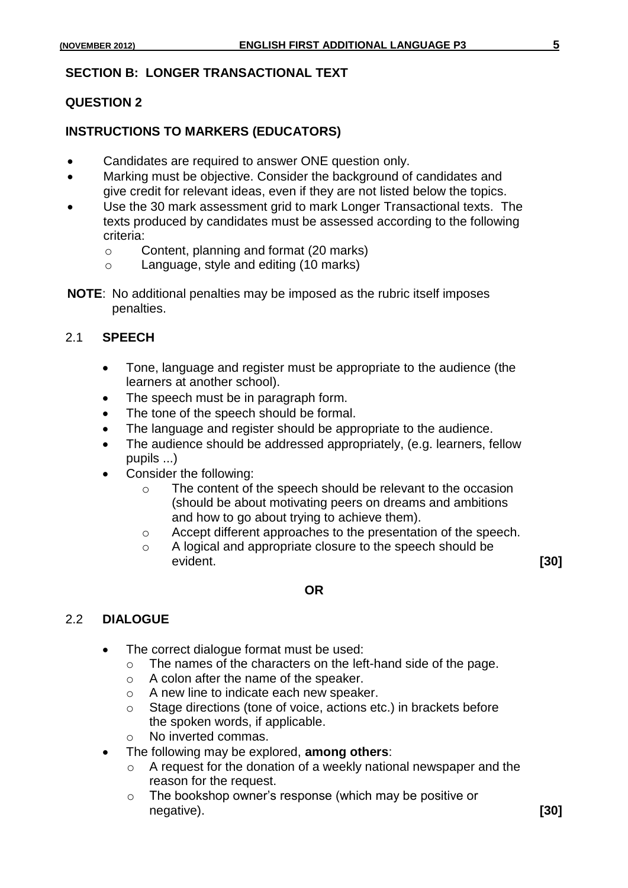## SECTION B: LONGER TRANSACTIONAL TEXT

## QUESTION 2

### INSTRUCTIONS TO MARKERS (EDUCATORS)

- Candidates are required to answer ONE question only.
- Marking must be objective. Consider the background of candidates and give credit for relevant ideas, even if they are not listed below the topics.
- Use the 30 mark assessment grid to mark Longer Transactional texts. The texts produced by candidates must be assessed according to the following criteria:
  - Content, planning and format (20 marks)
  - Language, style and editing (10 marks)

**NOTE**: No additional penalties may be imposed as the rubric itself imposes penalties.

### 2.1 SPEECH

- Tone, language and register must be appropriate to the audience (the learners at another school).
- The speech must be in paragraph form.
- The tone of the speech should be formal.
- The language and register should be appropriate to the audience.
- The audience should be addressed appropriately, (e.g. learners, fellow pupils ...)
- Consider the following:
  - The content of the speech should be relevant to the occasion (should be about motivating peers on dreams and ambitions and how to go about trying to achieve them).
  - Accept different approaches to the presentation of the speech.
  - A logical and appropriate closure to the speech should be evident. **[30]**

**OR**

### 2.2 DIALOGUE

- The correct dialogue format must be used:
  - The names of the characters on the left-hand side of the page.
  - A colon after the name of the speaker.
  - A new line to indicate each new speaker.
  - Stage directions (tone of voice, actions etc.) in brackets before the spoken words, if applicable.
  - No inverted commas.
- The following may be explored, **among others**:
  - A request for the donation of a weekly national newspaper and the reason for the request.
  - The bookshop owner's response (which may be positive or negative). **[30]**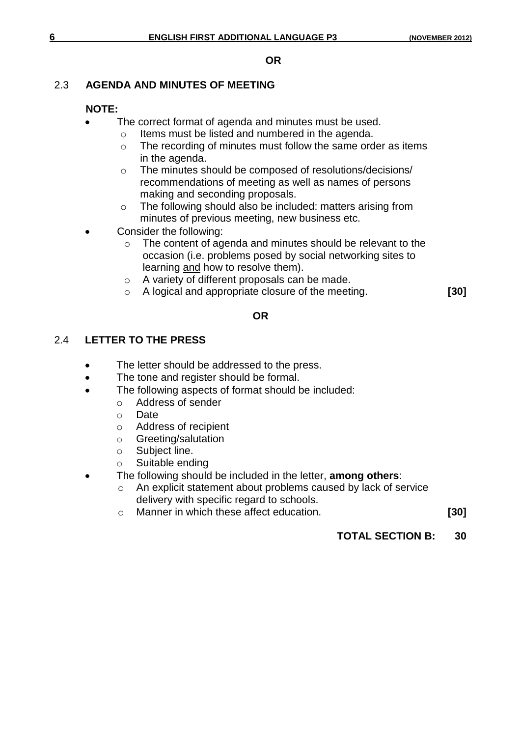**OR**

### 2.3 AGENDA AND MINUTES OF MEETING

**NOTE:**

- The correct format of agenda and minutes must be used.
  - Items must be listed and numbered in the agenda.
  - The recording of minutes must follow the same order as items in the agenda.
  - The minutes should be composed of resolutions/decisions/ recommendations of meeting as well as names of persons making and seconding proposals.
  - The following should also be included: matters arising from minutes of previous meeting, new business etc.
- Consider the following:
  - The content of agenda and minutes should be relevant to the occasion (i.e. problems posed by social networking sites to learning and how to resolve them).
  - A variety of different proposals can be made.
  - A logical and appropriate closure of the meeting. **[30]**

**OR**

### 2.4 LETTER TO THE PRESS

- The letter should be addressed to the press.
- The tone and register should be formal.
- The following aspects of format should be included:
  - Address of sender
  - Date
  - Address of recipient
  - Greeting/salutation
  - Subject line.
  - Suitable ending
- The following should be included in the letter, **among others**:
  - An explicit statement about problems caused by lack of service delivery with specific regard to schools.
  - Manner in which these affect education. **[30]**

**TOTAL SECTION B: 30**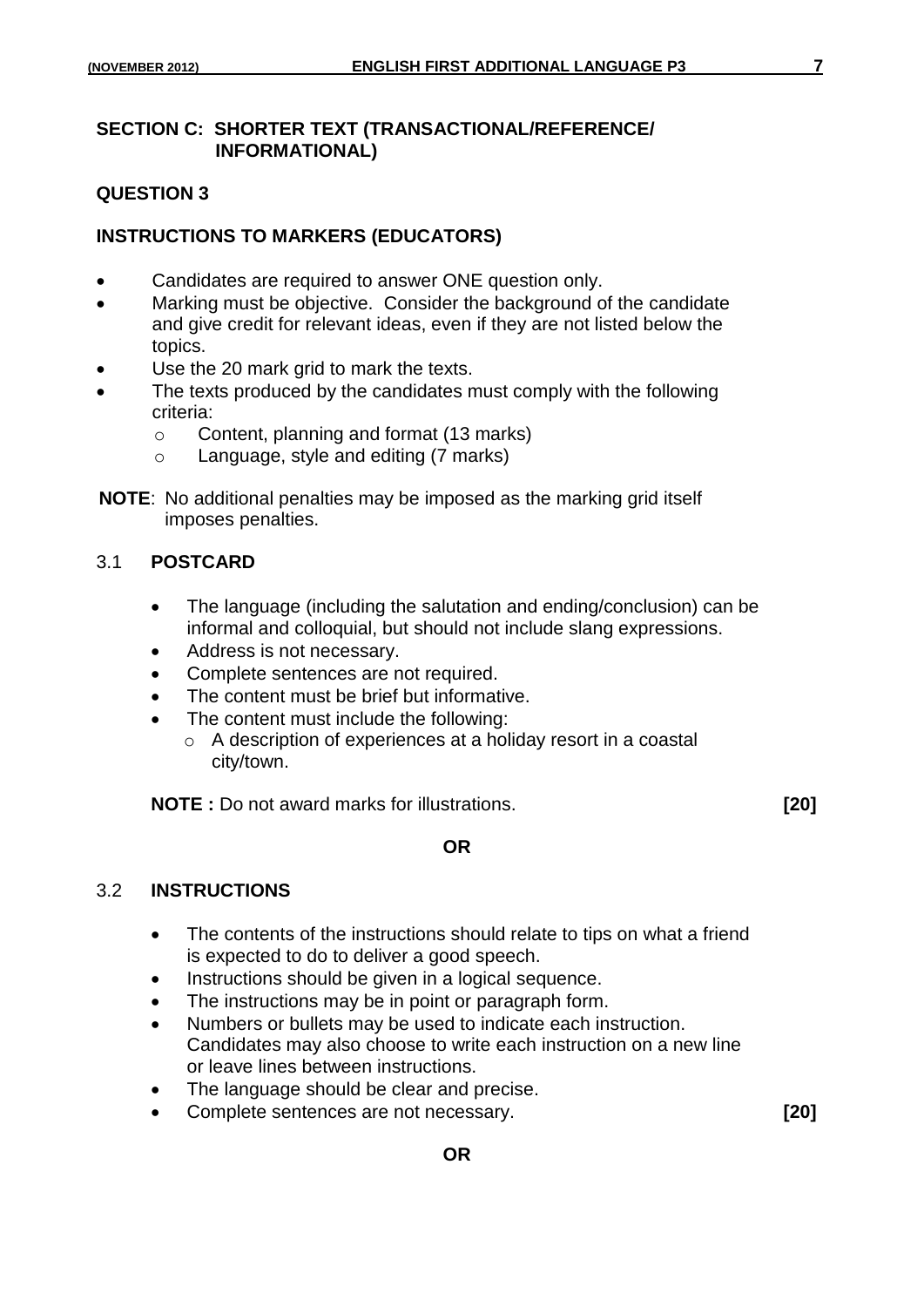## SECTION C: SHORTER TEXT (TRANSACTIONAL/REFERENCE/ INFORMATIONAL)

## QUESTION 3

### INSTRUCTIONS TO MARKERS (EDUCATORS)

- Candidates are required to answer ONE question only.
- Marking must be objective. Consider the background of the candidate and give credit for relevant ideas, even if they are not listed below the topics.
- Use the 20 mark grid to mark the texts.
- The texts produced by the candidates must comply with the following criteria:
  - Content, planning and format (13 marks)
  - Language, style and editing (7 marks)

**NOTE**: No additional penalties may be imposed as the marking grid itself imposes penalties.

### 3.1 POSTCARD

- The language (including the salutation and ending/conclusion) can be informal and colloquial, but should not include slang expressions.
- Address is not necessary.
- Complete sentences are not required.
- The content must be brief but informative.
- The content must include the following:
  - A description of experiences at a holiday resort in a coastal city/town.

**NOTE :** Do not award marks for illustrations. **[20]**

**OR**

### 3.2 INSTRUCTIONS

- The contents of the instructions should relate to tips on what a friend is expected to do to deliver a good speech.
- Instructions should be given in a logical sequence.
- The instructions may be in point or paragraph form.
- Numbers or bullets may be used to indicate each instruction. Candidates may also choose to write each instruction on a new line or leave lines between instructions.
- The language should be clear and precise.
- Complete sentences are not necessary. **[20]**

**OR**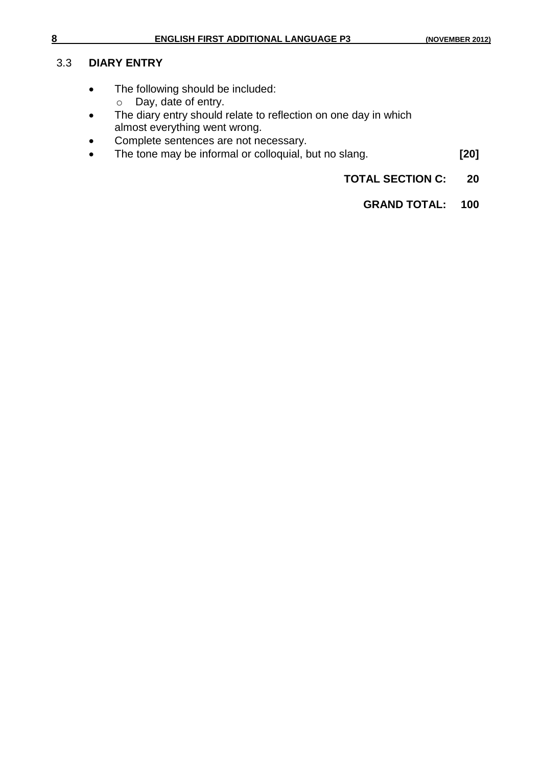### 3.3 DIARY ENTRY

- The following should be included:
  - Day, date of entry.
- The diary entry should relate to reflection on one day in which almost everything went wrong.
- Complete sentences are not necessary.
- The tone may be informal or colloquial, but no slang. **[20]**

**TOTAL SECTION C: 20**

**GRAND TOTAL: 100**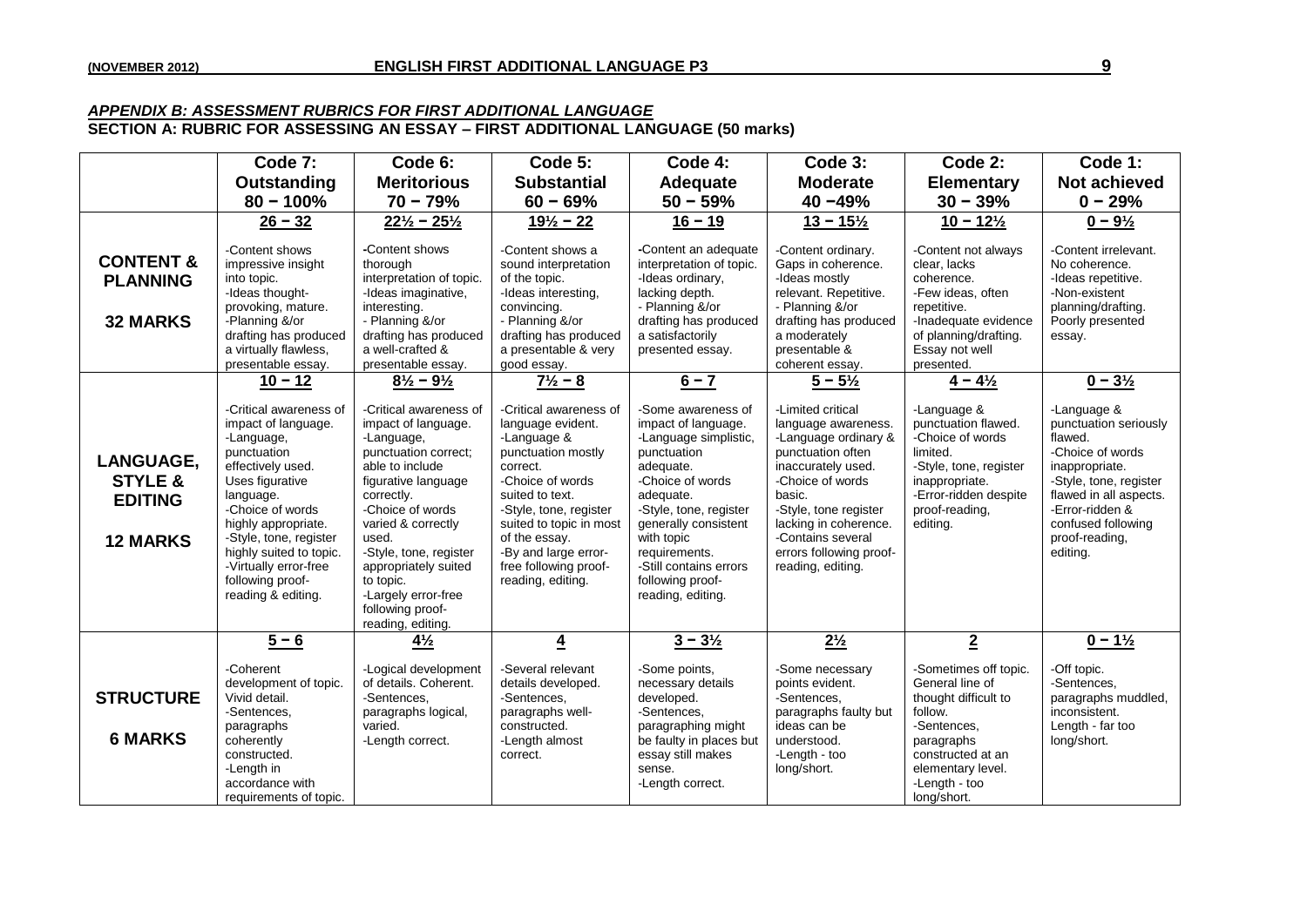***APPENDIX B: ASSESSMENT RUBRICS FOR FIRST ADDITIONAL LANGUAGE***

**SECTION A: RUBRIC FOR ASSESSING AN ESSAY – FIRST ADDITIONAL LANGUAGE (50 marks)**

| | **Code 7: Outstanding 80 − 100%** | **Code 6: Meritorious 70 − 79%** | **Code 5: Substantial 60 − 69%** | **Code 4: Adequate 50 − 59%** | **Code 3: Moderate 40 −49%** | **Code 2: Elementary 30 − 39%** | **Code 1: Not achieved 0 − 29%** |
|---|---|---|---|---|---|---|---|
| | **26 − 32** | **22½ − 25½** | **19½ − 22** | **16 − 19** | **13 − 15½** | **10 − 12½** | **0 − 9½** |
| **CONTENT & PLANNING 32 MARKS** | -Content shows impressive insight into topic. -Ideas thought-provoking, mature. -Planning &/or drafting has produced a virtually flawless, presentable essay. | -Content shows thorough interpretation of topic. -Ideas imaginative, interesting. - Planning &/or drafting has produced a well-crafted & presentable essay. | -Content shows a sound interpretation of the topic. -Ideas interesting, convincing. - Planning &/or drafting has produced a presentable & very good essay. | -Content an adequate interpretation of topic. -Ideas ordinary, lacking depth. - Planning &/or drafting has produced a satisfactorily presented essay. | -Content ordinary. Gaps in coherence. -Ideas mostly relevant. Repetitive. - Planning &/or drafting has produced a moderately presentable & coherent essay. | -Content not always clear, lacks coherence. -Few ideas, often repetitive. -Inadequate evidence of planning/drafting. Essay not well presented. | -Content irrelevant. No coherence. -Ideas repetitive. -Non-existent planning/drafting. Poorly presented essay. |
| | **10 − 12** | **8½ − 9½** | **7½ − 8** | **6 − 7** | **5 − 5½** | **4 − 4½** | **0 − 3½** |
| **LANGUAGE, STYLE & EDITING 12 MARKS** | -Critical awareness of impact of language. -Language, punctuation effectively used. Uses figurative language. -Choice of words highly appropriate. -Style, tone, register highly suited to topic. -Virtually error-free following proof-reading & editing. | -Critical awareness of impact of language. -Language, punctuation correct; able to include figurative language correctly. -Choice of words varied & correctly used. -Style, tone, register appropriately suited to topic. -Largely error-free following proof-reading, editing. | -Critical awareness of language evident. -Language & punctuation mostly correct. -Choice of words suited to text. -Style, tone, register suited to topic in most of the essay. -By and large error-free following proof-reading, editing. | -Some awareness of impact of language. -Language simplistic, punctuation adequate. -Choice of words adequate. -Style, tone, register generally consistent with topic requirements. -Still contains errors following proof-reading, editing. | -Limited critical language awareness. -Language ordinary & punctuation often inaccurately used. -Choice of words basic. -Style, tone register lacking in coherence. -Contains several errors following proof-reading, editing. | -Language & punctuation flawed. -Choice of words limited. -Style, tone, register inappropriate. -Error-ridden despite proof-reading, editing. | -Language & punctuation seriously flawed. -Choice of words inappropriate. -Style, tone, register flawed in all aspects. -Error-ridden & confused following proof-reading, editing. |
| | **5 − 6** | **4½** | **4** | **3 − 3½** | **2½** | **2** | **0 − 1½** |
| **STRUCTURE 6 MARKS** | -Coherent development of topic. Vivid detail. -Sentences, paragraphs coherently constructed. -Length in accordance with requirements of topic. | -Logical development of details. Coherent. -Sentences, paragraphs logical, varied. -Length correct. | -Several relevant details developed. -Sentences, paragraphs well-constructed. -Length almost correct. | -Some points, necessary details developed. -Sentences, paragraphing might be faulty in places but essay still makes sense. -Length correct. | -Some necessary points evident. -Sentences, paragraphs faulty but ideas can be understood. -Length - too long/short. | -Sometimes off topic. General line of thought difficult to follow. -Sentences, paragraphs constructed at an elementary level. -Length - too long/short. | -Off topic. -Sentences, paragraphs muddled, inconsistent. Length - far too long/short. |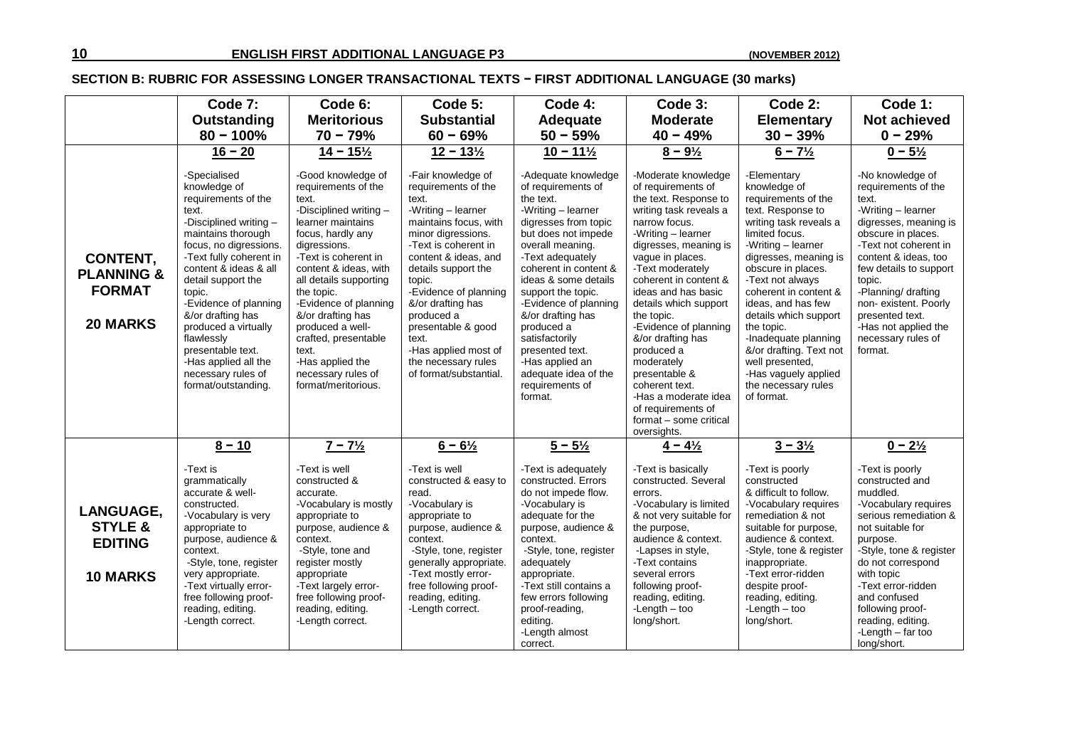## SECTION B: RUBRIC FOR ASSESSING LONGER TRANSACTIONAL TEXTS − FIRST ADDITIONAL LANGUAGE (30 marks)

| | Code 7: Outstanding 80 − 100% | Code 6: Meritorious 70 − 79% | Code 5: Substantial 60 − 69% | Code 4: Adequate 50 − 59% | Code 3: Moderate 40 − 49% | Code 2: Elementary 30 − 39% | Code 1: Not achieved 0 − 29% |
|---|---|---|---|---|---|---|---|
| **CONTENT, PLANNING & FORMAT** **20 MARKS** | **16 − 20** -Specialised knowledge of requirements of the text. -Disciplined writing – maintains thorough focus, no digressions. -Text fully coherent in content & ideas & all detail support the topic. -Evidence of planning &/or drafting has produced a virtually flawlessly presentable text. -Has applied all the necessary rules of format/outstanding. | **14 − 15½** -Good knowledge of requirements of the text. -Disciplined writing – learner maintains focus, hardly any digressions. -Text is coherent in content & ideas, with all details supporting the topic. -Evidence of planning &/or drafting has produced a well-crafted, presentable text. -Has applied the necessary rules of format/meritorious. | **12 − 13½** -Fair knowledge of requirements of the text. -Writing – learner maintains focus, with minor digressions. -Text is coherent in content & ideas, and details support the topic. -Evidence of planning &/or drafting has produced a presentable & good text. -Has applied most of the necessary rules of format/substantial. | **10 − 11½** -Adequate knowledge of requirements of the text. -Writing – learner digresses from topic but does not impede overall meaning. -Text adequately coherent in content & ideas & some details support the topic. -Evidence of planning &/or drafting has produced a satisfactorily presented text. -Has applied an adequate idea of the requirements of format. | **8 − 9½** -Moderate knowledge of requirements of the text. Response to writing task reveals a narrow focus. -Writing – learner digresses, meaning is vague in places. -Text moderately coherent in content & ideas and has basic details which support the topic. -Evidence of planning &/or drafting has produced a moderately presentable & coherent text. -Has a moderate idea of requirements of format – some critical oversights. | **6 − 7½** -Elementary knowledge of requirements of the text. Response to writing task reveals a limited focus. -Writing – learner digresses, meaning is obscure in places. -Text not always coherent in content & ideas, and has few details which support the topic. -Inadequate planning &/or drafting. Text not well presented, -Has vaguely applied the necessary rules of format. | **0 − 5½** -No knowledge of requirements of the text. -Writing – learner digresses, meaning is obscure in places. -Text not coherent in content & ideas, too few details to support topic. -Planning/ drafting non- existent. Poorly presented text. -Has not applied the necessary rules of format. |
| **LANGUAGE, STYLE & EDITING** **10 MARKS** | **8 − 10** -Text is grammatically accurate & well-constructed. -Vocabulary is very appropriate to purpose, audience & context. -Style, tone, register very appropriate. -Text virtually error-free following proof-reading, editing. -Length correct. | **7 − 7½** -Text is well constructed & accurate. -Vocabulary is mostly appropriate to purpose, audience & context. -Style, tone and register mostly appropriate -Text largely error-free following proof-reading, editing. -Length correct. | **6 − 6½** -Text is well constructed & easy to read. -Vocabulary is appropriate to purpose, audience & context. -Style, tone, register generally appropriate. -Text mostly error-free following proof-reading, editing. -Length correct. | **5 − 5½** -Text is adequately constructed. Errors do not impede flow. -Vocabulary is adequate for the purpose, audience & context. -Style, tone, register adequately appropriate. -Text still contains a few errors following proof-reading, editing. -Length almost correct. | **4 − 4½** -Text is basically constructed. Several errors. -Vocabulary is limited & not very suitable for the purpose, audience & context. -Lapses in style, -Text contains several errors following proof-reading, editing. -Length – too long/short. | **3 − 3½** -Text is poorly constructed & difficult to follow. -Vocabulary requires remediation & not suitable for purpose, audience & context. -Style, tone & register inappropriate. -Text error-ridden despite proof-reading, editing. -Length – too long/short. | **0 − 2½** -Text is poorly constructed and muddled. -Vocabulary requires serious remediation & not suitable for purpose. -Style, tone & register do not correspond with topic -Text error-ridden and confused following proof-reading, editing. -Length – far too long/short. |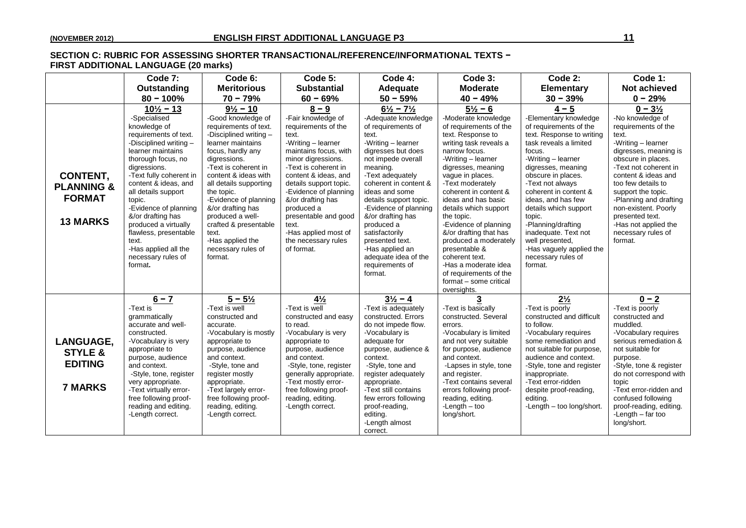## SECTION C: RUBRIC FOR ASSESSING SHORTER TRANSACTIONAL/REFERENCE/INFORMATIONAL TEXTS – FIRST ADDITIONAL LANGUAGE (20 marks)

| | Code 7: Outstanding 80 – 100% | Code 6: Meritorious 70 – 79% | Code 5: Substantial 60 – 69% | Code 4: Adequate 50 – 59% | Code 3: Moderate 40 – 49% | Code 2: Elementary 30 – 39% | Code 1: Not achieved 0 – 29% |
|---|---|---|---|---|---|---|---|
| **CONTENT, PLANNING & FORMAT** **13 MARKS** | **10½ – 13** -Specialised knowledge of requirements of text. -Disciplined writing – learner maintains thorough focus, no digressions. -Text fully coherent in content & ideas, and all details support topic. -Evidence of planning &/or drafting has produced a virtually flawless, presentable text. -Has applied all the necessary rules of format. | **9½ – 10** -Good knowledge of requirements of text. -Disciplined writing – learner maintains focus, hardly any digressions. -Text is coherent in content & ideas with all details supporting the topic. -Evidence of planning &/or drafting has produced a well-crafted & presentable text. -Has applied the necessary rules of format. | **8 – 9** -Fair knowledge of requirements of the text. -Writing – learner maintains focus, with minor digressions. -Text is coherent in content & ideas, and details support topic. -Evidence of planning &/or drafting has produced a presentable and good text. -Has applied most of the necessary rules of format. | **6½ – 7½** -Adequate knowledge of requirements of text. -Writing – learner digresses but does not impede overall meaning. -Text adequately coherent in content & ideas and some details support topic. -Evidence of planning &/or drafting has produced a satisfactorily presented text. -Has applied an adequate idea of the requirements of format. | **5½ – 6** -Moderate knowledge of requirements of the text. Response to writing task reveals a narrow focus. -Writing – learner digresses, meaning vague in places. -Text moderately coherent in content & ideas and has basic details which support the topic. -Evidence of planning &/or drafting that has produced a moderately presentable & coherent text. -Has a moderate idea of requirements of the format – some critical oversights. | **4 – 5** -Elementary knowledge of requirements of the text. Response to writing task reveals a limited focus. -Writing – learner digresses, meaning obscure in places. -Text not always coherent in content & ideas, and has few details which support topic. -Planning/drafting inadequate. Text not well presented, -Has vaguely applied the necessary rules of format. | **0 – 3½** -No knowledge of requirements of the text. -Writing – learner digresses, meaning is obscure in places. -Text not coherent in content & ideas and too few details to support the topic. -Planning and drafting non-existent. Poorly presented text. -Has not applied the necessary rules of format. |
| **LANGUAGE, STYLE & EDITING** **7 MARKS** | **6 – 7** -Text is grammatically accurate and well-constructed. -Vocabulary is very appropriate to purpose, audience and context. -Style, tone, register very appropriate. -Text virtually error-free following proof-reading and editing. -Length correct. | **5 – 5½** -Text is well constructed and accurate. -Vocabulary is mostly appropriate to purpose, audience and context. -Style, tone and register mostly appropriate. -Text largely error-free following proof-reading, editing. -Length correct. | **4½** -Text is well constructed and easy to read. -Vocabulary is very appropriate to purpose, audience and context. -Style, tone, register generally appropriate. -Text mostly error-free following proof-reading, editing. -Length correct. | **3½ – 4** -Text is adequately constructed. Errors do not impede flow. -Vocabulary is adequate for purpose, audience & context. -Style, tone and register adequately appropriate. -Text still contains few errors following proof-reading, editing. -Length almost correct. | **3** -Text is basically constructed. Several errors. -Vocabulary is limited and not very suitable for purpose, audience and context. -Lapses in style, tone and register. -Text contains several errors following proof-reading, editing. -Length – too long/short. | **2½** -Text is poorly constructed and difficult to follow. -Vocabulary requires some remediation and not suitable for purpose, audience and context. -Style, tone and register inappropriate. -Text error-ridden despite proof-reading, editing. -Length – too long/short. | **0 – 2** -Text is poorly constructed and muddled. -Vocabulary requires serious remediation & not suitable for purpose. -Style, tone & register do not correspond with topic -Text error-ridden and confused following proof-reading, editing. -Length – far too long/short. |